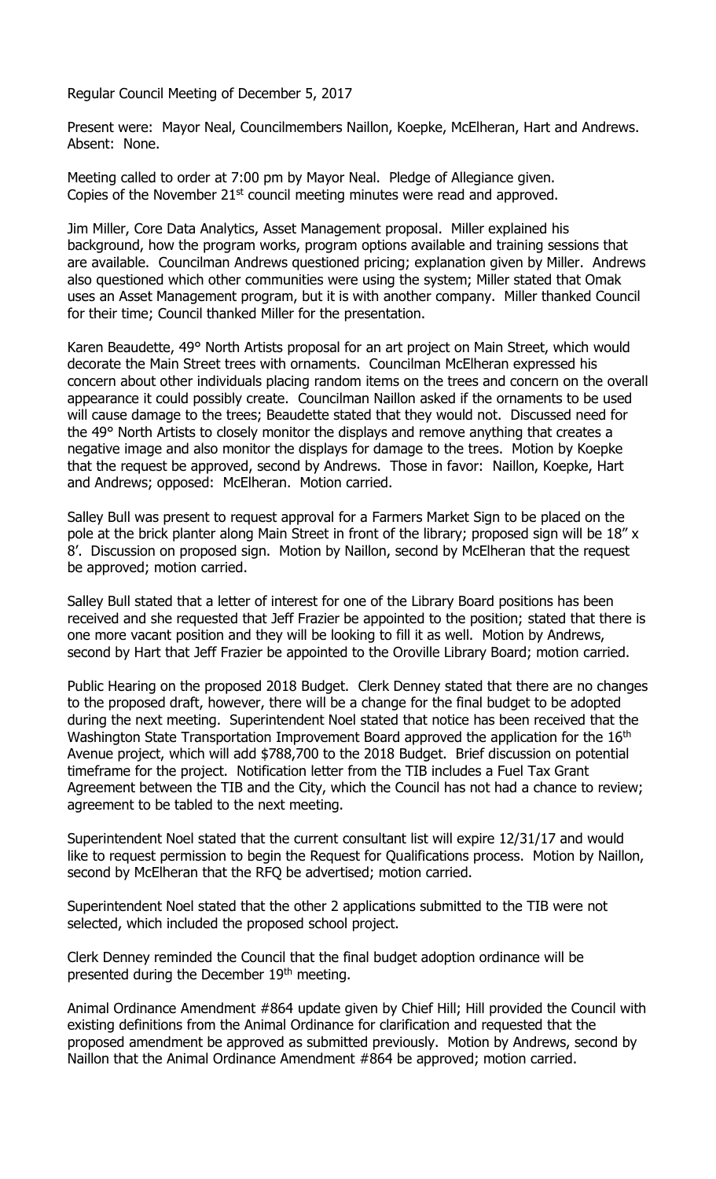Regular Council Meeting of December 5, 2017

Present were: Mayor Neal, Councilmembers Naillon, Koepke, McElheran, Hart and Andrews. Absent: None.

Meeting called to order at 7:00 pm by Mayor Neal. Pledge of Allegiance given. Copies of the November 21st council meeting minutes were read and approved.

Jim Miller, Core Data Analytics, Asset Management proposal. Miller explained his background, how the program works, program options available and training sessions that are available. Councilman Andrews questioned pricing; explanation given by Miller. Andrews also questioned which other communities were using the system; Miller stated that Omak uses an Asset Management program, but it is with another company. Miller thanked Council for their time; Council thanked Miller for the presentation.

Karen Beaudette, 49° North Artists proposal for an art project on Main Street, which would decorate the Main Street trees with ornaments. Councilman McElheran expressed his concern about other individuals placing random items on the trees and concern on the overall appearance it could possibly create. Councilman Naillon asked if the ornaments to be used will cause damage to the trees; Beaudette stated that they would not. Discussed need for the 49° North Artists to closely monitor the displays and remove anything that creates a negative image and also monitor the displays for damage to the trees. Motion by Koepke that the request be approved, second by Andrews. Those in favor: Naillon, Koepke, Hart and Andrews; opposed: McElheran. Motion carried.

Salley Bull was present to request approval for a Farmers Market Sign to be placed on the pole at the brick planter along Main Street in front of the library; proposed sign will be 18" x 8'. Discussion on proposed sign. Motion by Naillon, second by McElheran that the request be approved; motion carried.

Salley Bull stated that a letter of interest for one of the Library Board positions has been received and she requested that Jeff Frazier be appointed to the position; stated that there is one more vacant position and they will be looking to fill it as well. Motion by Andrews, second by Hart that Jeff Frazier be appointed to the Oroville Library Board; motion carried.

Public Hearing on the proposed 2018 Budget. Clerk Denney stated that there are no changes to the proposed draft, however, there will be a change for the final budget to be adopted during the next meeting. Superintendent Noel stated that notice has been received that the Washington State Transportation Improvement Board approved the application for the 16th Avenue project, which will add $788,700 to the 2018 Budget. Brief discussion on potential timeframe for the project. Notification letter from the TIB includes a Fuel Tax Grant Agreement between the TIB and the City, which the Council has not had a chance to review; agreement to be tabled to the next meeting.

Superintendent Noel stated that the current consultant list will expire 12/31/17 and would like to request permission to begin the Request for Qualifications process. Motion by Naillon, second by McElheran that the RFQ be advertised; motion carried.

Superintendent Noel stated that the other 2 applications submitted to the TIB were not selected, which included the proposed school project.

Clerk Denney reminded the Council that the final budget adoption ordinance will be presented during the December 19th meeting.

Animal Ordinance Amendment #864 update given by Chief Hill; Hill provided the Council with existing definitions from the Animal Ordinance for clarification and requested that the proposed amendment be approved as submitted previously. Motion by Andrews, second by Naillon that the Animal Ordinance Amendment #864 be approved; motion carried.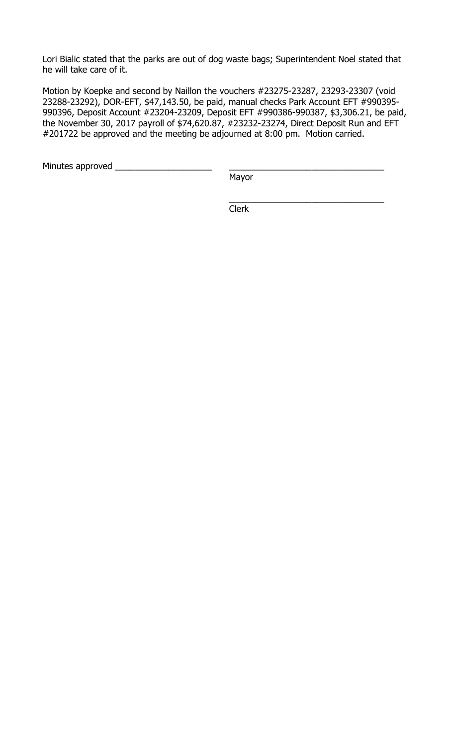Lori Bialic stated that the parks are out of dog waste bags; Superintendent Noel stated that he will take care of it.

Motion by Koepke and second by Naillon the vouchers #23275-23287, 23293-23307 (void 23288-23292), DOR-EFT, $47,143.50, be paid, manual checks Park Account EFT #990395-990396, Deposit Account #23204-23209, Deposit EFT #990386-990387, $3,306.21, be paid, the November 30, 2017 payroll of $74,620.87, #23232-23274, Direct Deposit Run and EFT #201722 be approved and the meeting be adjourned at 8:00 pm. Motion carried.

Minutes approved ____________________ ________________________________

Mayor

________________________________

Clerk